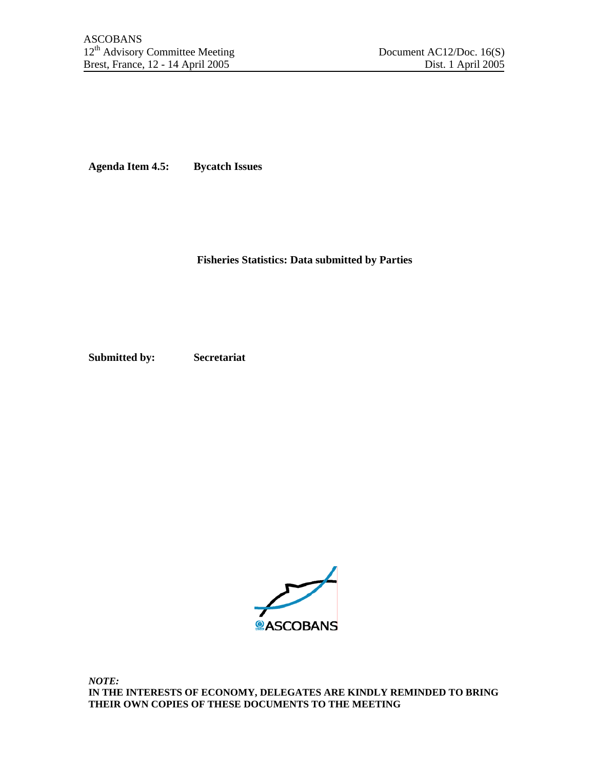ASCOBANS
12th Advisory Committee Meeting
Brest, France, 12 - 14 April 2005

Document AC12/Doc. 16(S)
Dist. 1 April 2005

**Agenda Item 4.5:** **Bycatch Issues**

**Fisheries Statistics: Data submitted by Parties**

**Submitted by:** **Secretariat**

ASCOBANS

*NOTE:*
**IN THE INTERESTS OF ECONOMY, DELEGATES ARE KINDLY REMINDED TO BRING THEIR OWN COPIES OF THESE DOCUMENTS TO THE MEETING**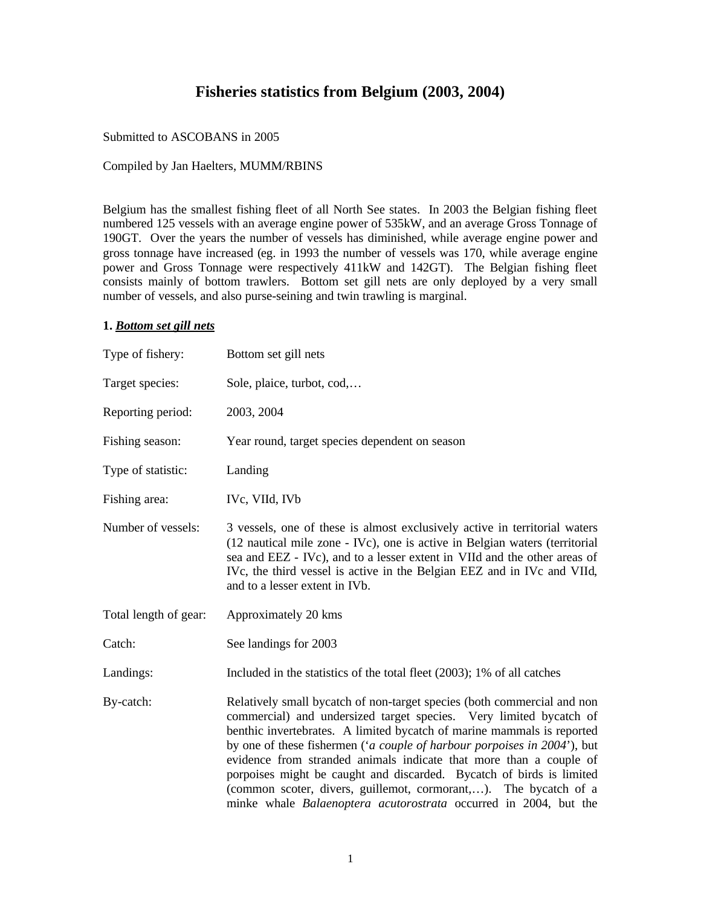#### Fisheries statistics from Belgium (2003, 2004)

Submitted to ASCOBANS in 2005

Compiled by Jan Haelters, MUMM/RBINS

Belgium has the smallest fishing fleet of all North See states. In 2003 the Belgian fishing fleet numbered 125 vessels with an average engine power of 535kW, and an average Gross Tonnage of 190GT. Over the years the number of vessels has diminished, while average engine power and gross tonnage have increased (eg. in 1993 the number of vessels was 170, while average engine power and Gross Tonnage were respectively 411kW and 142GT). The Belgian fishing fleet consists mainly of bottom trawlers. Bottom set gill nets are only deployed by a very small number of vessels, and also purse-seining and twin trawling is marginal.

**1. _Bottom set gill nets_**

| | |
|---|---|
| Type of fishery: | Bottom set gill nets |
| Target species: | Sole, plaice, turbot, cod,… |
| Reporting period: | 2003, 2004 |
| Fishing season: | Year round, target species dependent on season |
| Type of statistic: | Landing |
| Fishing area: | IVc, VIId, IVb |
| Number of vessels: | 3 vessels, one of these is almost exclusively active in territorial waters (12 nautical mile zone - IVc), one is active in Belgian waters (territorial sea and EEZ - IVc), and to a lesser extent in VIId and the other areas of IVc, the third vessel is active in the Belgian EEZ and in IVc and VIId, and to a lesser extent in IVb. |
| Total length of gear: | Approximately 20 kms |
| Catch: | See landings for 2003 |
| Landings: | Included in the statistics of the total fleet (2003); 1% of all catches |
| By-catch: | Relatively small bycatch of non-target species (both commercial and non commercial) and undersized target species. Very limited bycatch of benthic invertebrates. A limited bycatch of marine mammals is reported by one of these fishermen ('*a couple of harbour porpoises in 2004*'), but evidence from stranded animals indicate that more than a couple of porpoises might be caught and discarded. Bycatch of birds is limited (common scoter, divers, guillemot, cormorant,…). The bycatch of a minke whale *Balaenoptera acutorostrata* occurred in 2004, but the |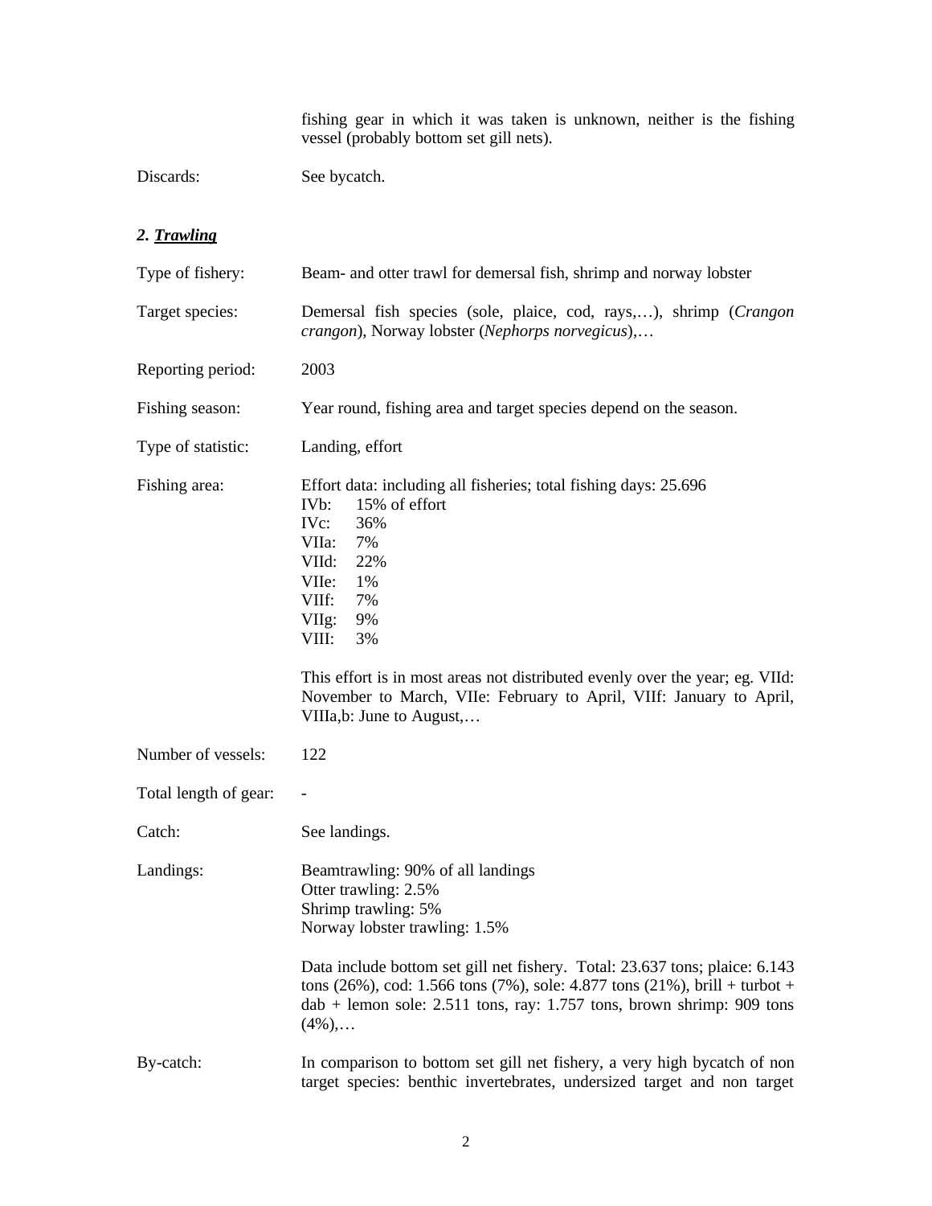fishing gear in which it was taken is unknown, neither is the fishing vessel (probably bottom set gill nets).

Discards: See bycatch.

### *2. Trawling*

Type of fishery: Beam- and otter trawl for demersal fish, shrimp and norway lobster

Target species: Demersal fish species (sole, plaice, cod, rays,…), shrimp (*Crangon crangon*), Norway lobster (*Nephorps norvegicus*),…

Reporting period: 2003

Fishing season: Year round, fishing area and target species depend on the season.

Type of statistic: Landing, effort

Fishing area: Effort data: including all fisheries; total fishing days: 25.696

- IVb: 15% of effort
- IVc: 36%
- VIIa: 7%
- VIId: 22%
- VIIe: 1%
- VIIf: 7%
- VIIg: 9%
- VIII: 3%

This effort is in most areas not distributed evenly over the year; eg. VIId: November to March, VIIe: February to April, VIIf: January to April, VIIIa,b: June to August,…

Number of vessels: 122

Total length of gear: -

Catch: See landings.

Landings: Beamtrawling: 90% of all landings
Otter trawling: 2.5%
Shrimp trawling: 5%
Norway lobster trawling: 1.5%

Data include bottom set gill net fishery. Total: 23.637 tons; plaice: 6.143 tons (26%), cod: 1.566 tons (7%), sole: 4.877 tons (21%), brill + turbot + dab + lemon sole: 2.511 tons, ray: 1.757 tons, brown shrimp: 909 tons (4%),…

By-catch: In comparison to bottom set gill net fishery, a very high bycatch of non target species: benthic invertebrates, undersized target and non target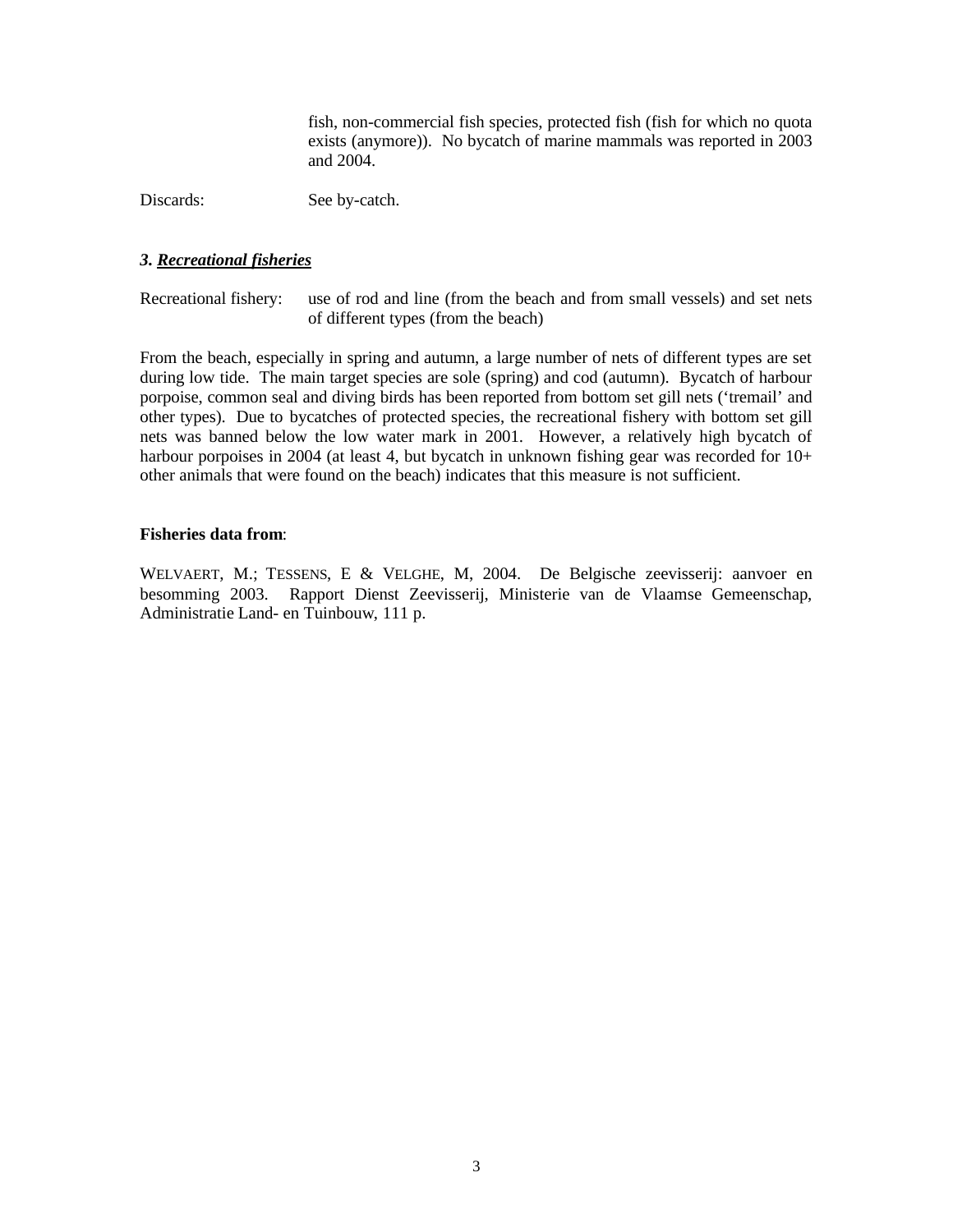fish, non-commercial fish species, protected fish (fish for which no quota exists (anymore)). No bycatch of marine mammals was reported in 2003 and 2004.

Discards: See by-catch.

### *3. Recreational fisheries*

Recreational fishery: use of rod and line (from the beach and from small vessels) and set nets of different types (from the beach)

From the beach, especially in spring and autumn, a large number of nets of different types are set during low tide. The main target species are sole (spring) and cod (autumn). Bycatch of harbour porpoise, common seal and diving birds has been reported from bottom set gill nets ('tremail' and other types). Due to bycatches of protected species, the recreational fishery with bottom set gill nets was banned below the low water mark in 2001. However, a relatively high bycatch of harbour porpoises in 2004 (at least 4, but bycatch in unknown fishing gear was recorded for 10+ other animals that were found on the beach) indicates that this measure is not sufficient.

**Fisheries data from**:

WELVAERT, M.; TESSENS, E & VELGHE, M, 2004. De Belgische zeevisserij: aanvoer en besomming 2003. Rapport Dienst Zeevisserij, Ministerie van de Vlaamse Gemeenschap, Administratie Land- en Tuinbouw, 111 p.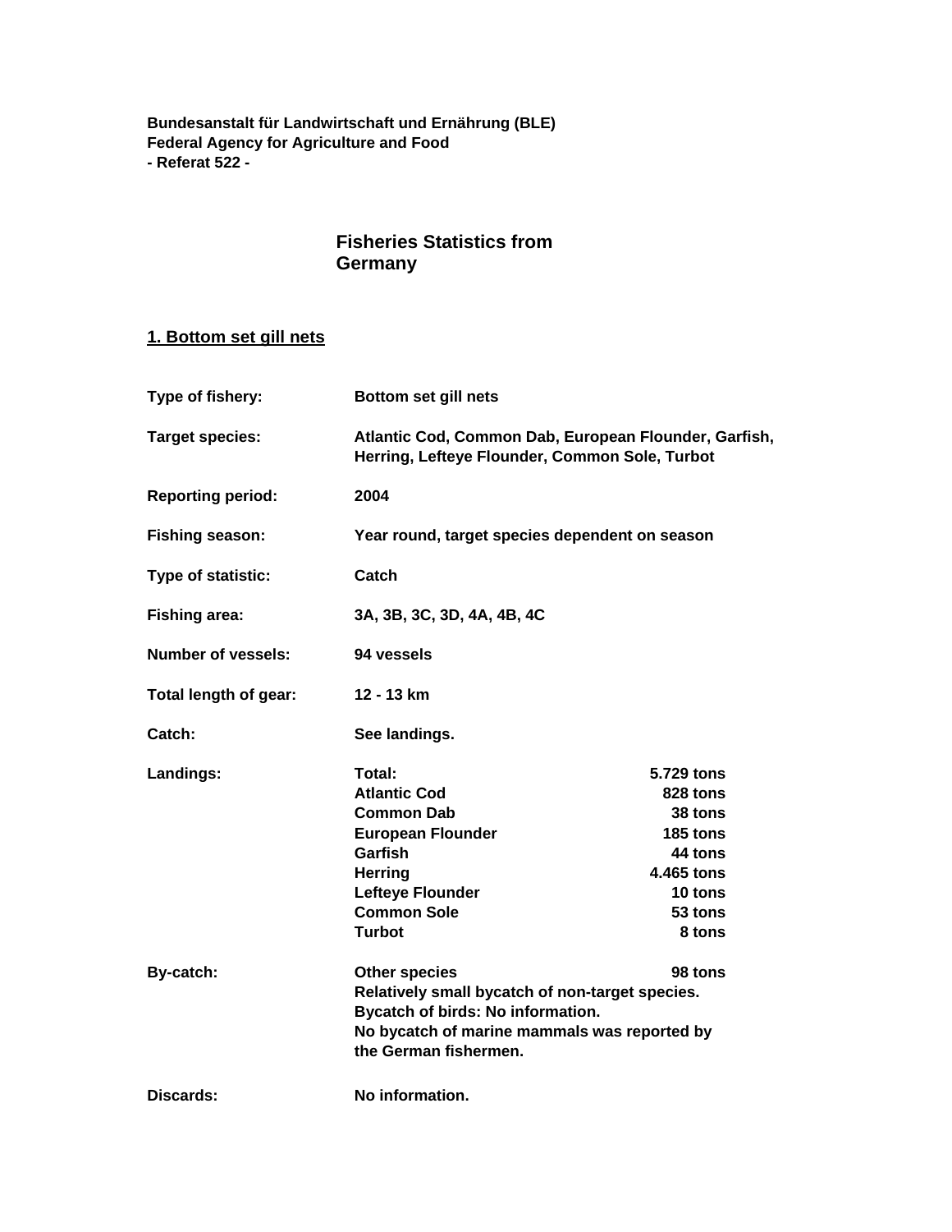**Bundesanstalt für Landwirtschaft und Ernährung (BLE)**
**Federal Agency for Agriculture and Food**
**- Referat 522 -**

# Fisheries Statistics from Germany

## 1. Bottom set gill nets

| | | |
|---|---|---|
| **Type of fishery:** | **Bottom set gill nets** | |
| **Target species:** | **Atlantic Cod, Common Dab, European Flounder, Garfish, Herring, Lefteye Flounder, Common Sole, Turbot** | |
| **Reporting period:** | **2004** | |
| **Fishing season:** | **Year round, target species dependent on season** | |
| **Type of statistic:** | **Catch** | |
| **Fishing area:** | **3A, 3B, 3C, 3D, 4A, 4B, 4C** | |
| **Number of vessels:** | **94 vessels** | |
| **Total length of gear:** | **12 - 13 km** | |
| **Catch:** | **See landings.** | |
| **Landings:** | **Total:** | **5.729 tons** |
| | **Atlantic Cod** | **828 tons** |
| | **Common Dab** | **38 tons** |
| | **European Flounder** | **185 tons** |
| | **Garfish** | **44 tons** |
| | **Herring** | **4.465 tons** |
| | **Lefteye Flounder** | **10 tons** |
| | **Common Sole** | **53 tons** |
| | **Turbot** | **8 tons** |
| **By-catch:** | **Other species** | **98 tons** |
| | **Relatively small bycatch of non-target species. Bycatch of birds: No information. No bycatch of marine mammals was reported by the German fishermen.** | |
| **Discards:** | **No information.** | |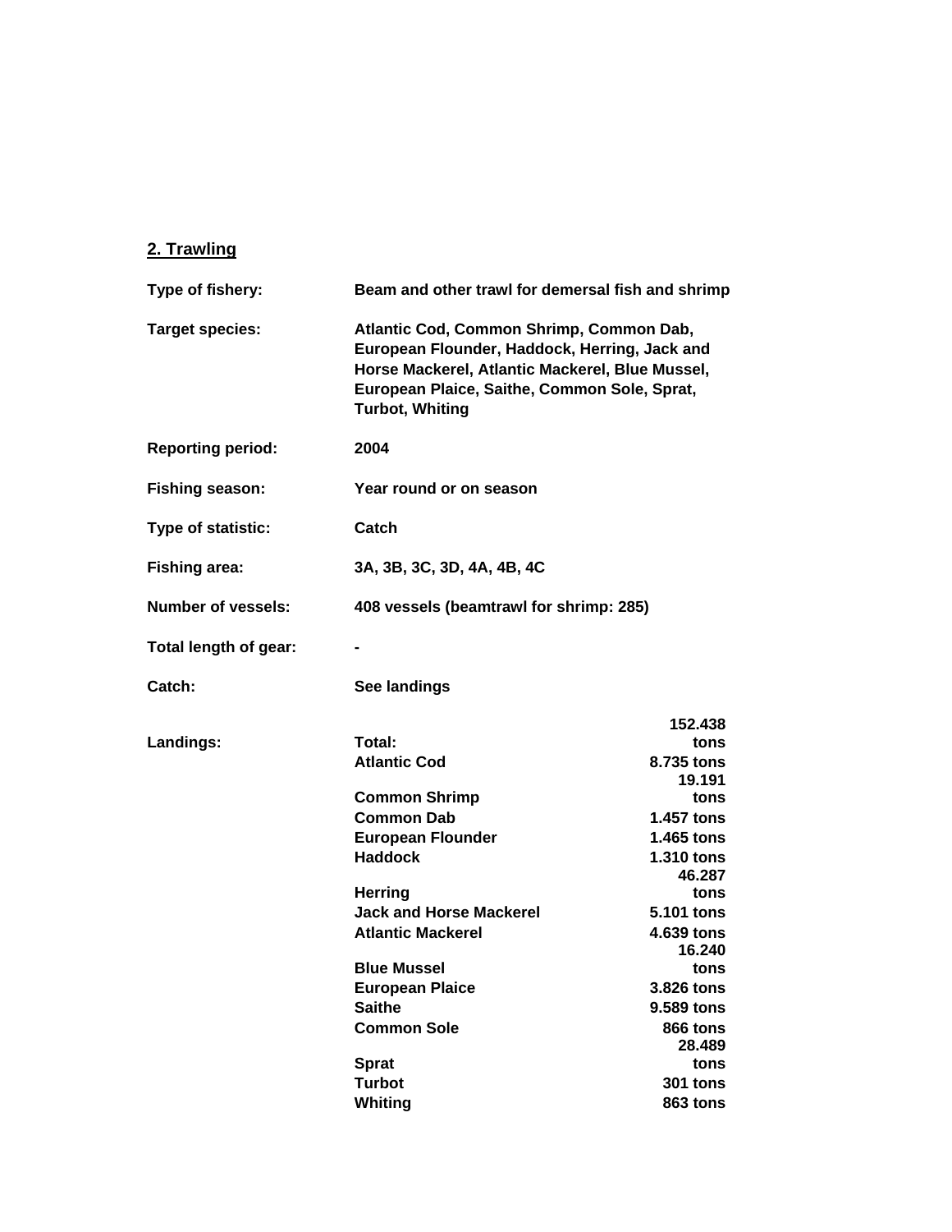## 2. Trawling

| | |
|---|---|
| **Type of fishery:** | **Beam and other trawl for demersal fish and shrimp** |
| **Target species:** | **Atlantic Cod, Common Shrimp, Common Dab, European Flounder, Haddock, Herring, Jack and Horse Mackerel, Atlantic Mackerel, Blue Mussel, European Plaice, Saithe, Common Sole, Sprat, Turbot, Whiting** |
| **Reporting period:** | **2004** |
| **Fishing season:** | **Year round or on season** |
| **Type of statistic:** | **Catch** |
| **Fishing area:** | **3A, 3B, 3C, 3D, 4A, 4B, 4C** |
| **Number of vessels:** | **408 vessels (beamtrawl for shrimp: 285)** |
| **Total length of gear:** | **-** |
| **Catch:** | **See landings** |

| | | |
|---|---|---|
| **Landings:** | **Total:** | **152.438 tons** |
| | **Atlantic Cod** | **8.735 tons** |
| | **Common Shrimp** | **19.191 tons** |
| | **Common Dab** | **1.457 tons** |
| | **European Flounder** | **1.465 tons** |
| | **Haddock** | **1.310 tons** |
| | **Herring** | **46.287 tons** |
| | **Jack and Horse Mackerel** | **5.101 tons** |
| | **Atlantic Mackerel** | **4.639 tons** |
| | **Blue Mussel** | **16.240 tons** |
| | **European Plaice** | **3.826 tons** |
| | **Saithe** | **9.589 tons** |
| | **Common Sole** | **866 tons** |
| | **Sprat** | **28.489 tons** |
| | **Turbot** | **301 tons** |
| | **Whiting** | **863 tons** |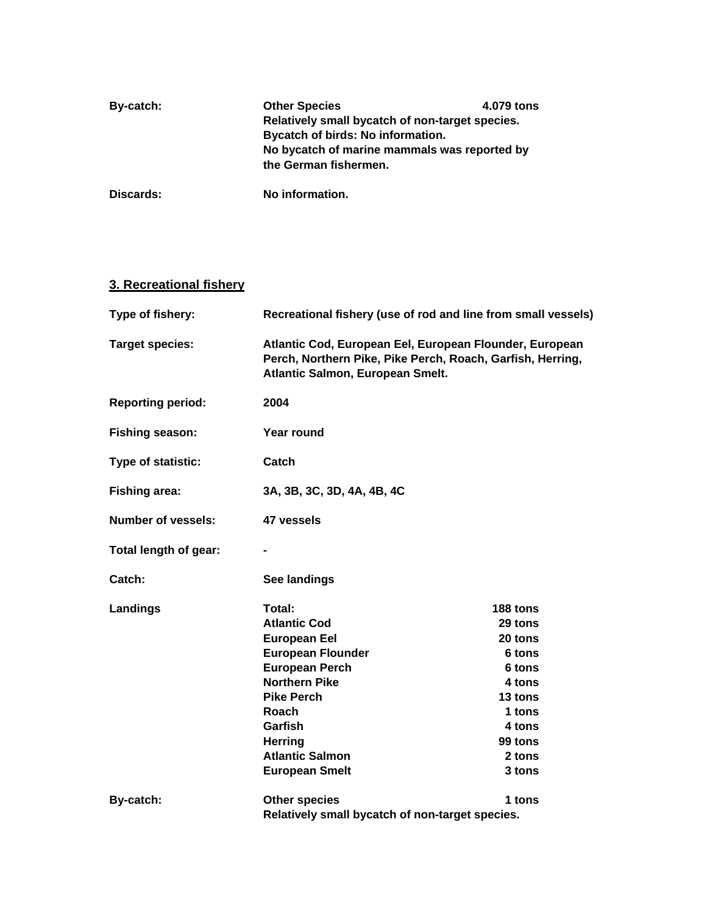| | | |
|---|---|---|
| **By-catch:** | **Other Species** | **4.079 tons** |
| | **Relatively small bycatch of non-target species.** | |
| | **Bycatch of birds: No information.** | |
| | **No bycatch of marine mammals was reported by the German fishermen.** | |
| **Discards:** | **No information.** | |

## 3. Recreational fishery

| | | |
|---|---|---|
| **Type of fishery:** | **Recreational fishery (use of rod and line from small vessels)** | |
| **Target species:** | **Atlantic Cod, European Eel, European Flounder, European Perch, Northern Pike, Pike Perch, Roach, Garfish, Herring, Atlantic Salmon, European Smelt.** | |
| **Reporting period:** | **2004** | |
| **Fishing season:** | **Year round** | |
| **Type of statistic:** | **Catch** | |
| **Fishing area:** | **3A, 3B, 3C, 3D, 4A, 4B, 4C** | |
| **Number of vessels:** | **47 vessels** | |
| **Total length of gear:** | **-** | |
| **Catch:** | **See landings** | |
| **Landings** | **Total:** | **188 tons** |
| | **Atlantic Cod** | **29 tons** |
| | **European Eel** | **20 tons** |
| | **European Flounder** | **6 tons** |
| | **European Perch** | **6 tons** |
| | **Northern Pike** | **4 tons** |
| | **Pike Perch** | **13 tons** |
| | **Roach** | **1 tons** |
| | **Garfish** | **4 tons** |
| | **Herring** | **99 tons** |
| | **Atlantic Salmon** | **2 tons** |
| | **European Smelt** | **3 tons** |
| **By-catch:** | **Other species** | **1 tons** |
| | **Relatively small bycatch of non-target species.** | |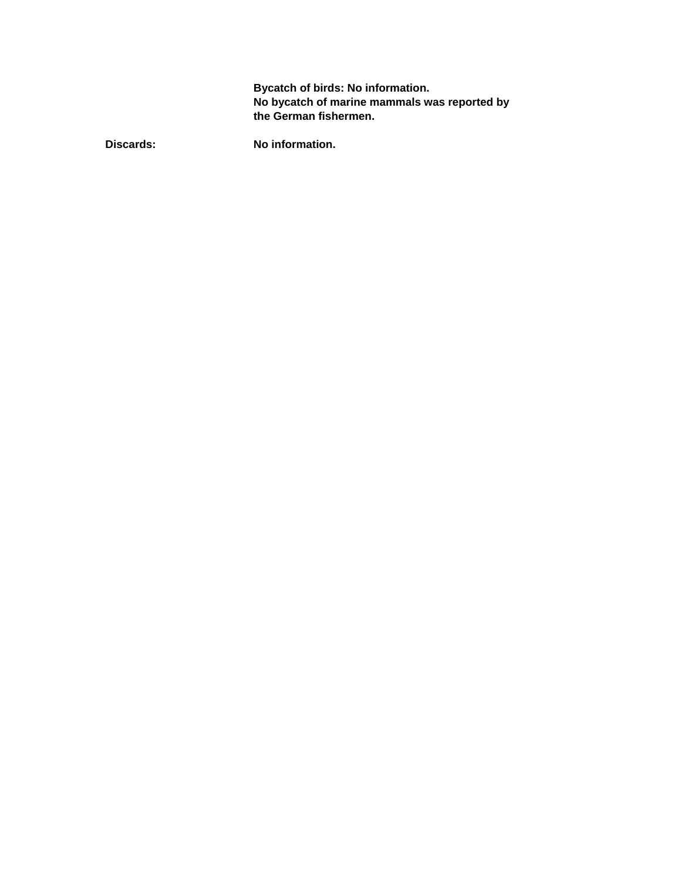**Bycatch of birds: No information.**
**No bycatch of marine mammals was reported by the German fishermen.**

**Discards:** **No information.**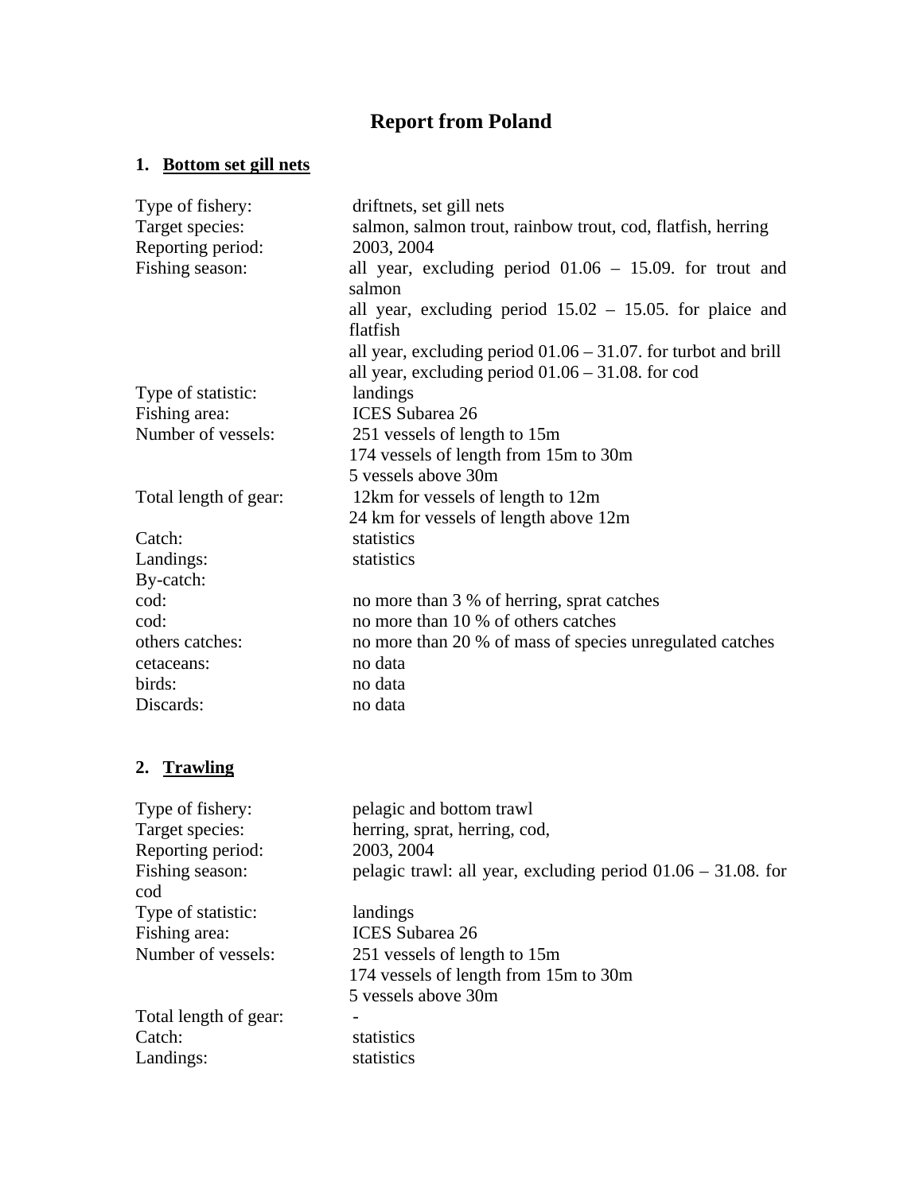# Report from Poland

## 1. Bottom set gill nets

| | |
|---|---|
| Type of fishery: | driftnets, set gill nets |
| Target species: | salmon, salmon trout, rainbow trout, cod, flatfish, herring |
| Reporting period: | 2003, 2004 |
| Fishing season: | all year, excluding period 01.06 – 15.09. for trout and salmon<br>all year, excluding period 15.02 – 15.05. for plaice and flatfish<br>all year, excluding period 01.06 – 31.07. for turbot and brill<br>all year, excluding period 01.06 – 31.08. for cod |
| Type of statistic: | landings |
| Fishing area: | ICES Subarea 26 |
| Number of vessels: | 251 vessels of length to 15m<br>174 vessels of length from 15m to 30m<br>5 vessels above 30m |
| Total length of gear: | 12km for vessels of length to 12m<br>24 km for vessels of length above 12m |
| Catch: | statistics |
| Landings: | statistics |
| By-catch: | |
| cod: | no more than 3 % of herring, sprat catches |
| cod: | no more than 10 % of others catches |
| others catches: | no more than 20 % of mass of species unregulated catches |
| cetaceans: | no data |
| birds: | no data |
| Discards: | no data |

## 2. Trawling

| | |
|---|---|
| Type of fishery: | pelagic and bottom trawl |
| Target species: | herring, sprat, herring, cod, |
| Reporting period: | 2003, 2004 |
| Fishing season: | pelagic trawl: all year, excluding period 01.06 – 31.08. for cod |
| Type of statistic: | landings |
| Fishing area: | ICES Subarea 26 |
| Number of vessels: | 251 vessels of length to 15m<br>174 vessels of length from 15m to 30m<br>5 vessels above 30m |
| Total length of gear: | - |
| Catch: | statistics |
| Landings: | statistics |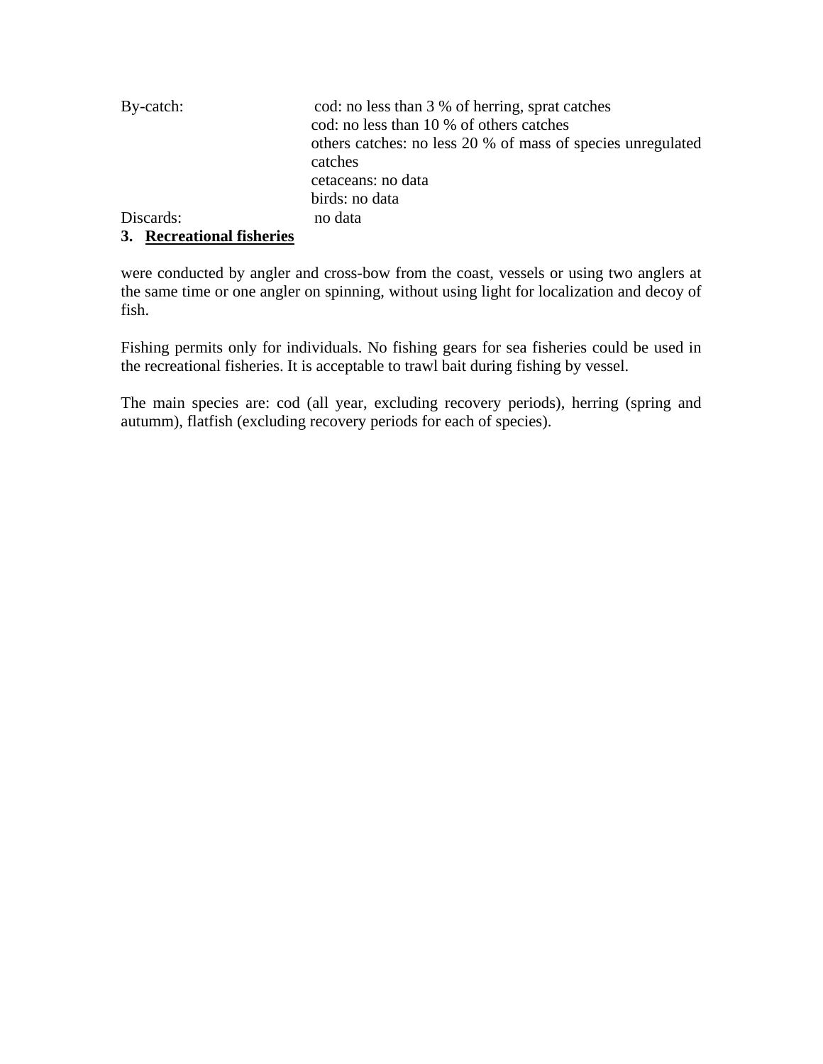By-catch: cod: no less than 3 % of herring, sprat catches
cod: no less than 10 % of others catches
others catches: no less 20 % of mass of species unregulated catches
cetaceans: no data
birds: no data

Discards: no data

### 3. Recreational fisheries

were conducted by angler and cross-bow from the coast, vessels or using two anglers at the same time or one angler on spinning, without using light for localization and decoy of fish.

Fishing permits only for individuals. No fishing gears for sea fisheries could be used in the recreational fisheries. It is acceptable to trawl bait during fishing by vessel.

The main species are: cod (all year, excluding recovery periods), herring (spring and autumm), flatfish (excluding recovery periods for each of species).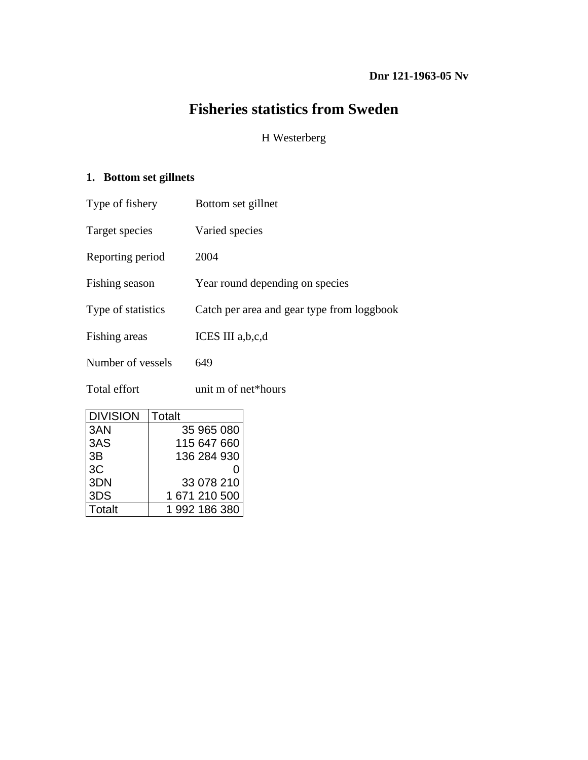**Dnr 121-1963-05 Nv**

# Fisheries statistics from Sweden

H Westerberg

## 1. Bottom set gillnets

Type of fishery Bottom set gillnet

Target species Varied species

Reporting period 2004

Fishing season Year round depending on species

Type of statistics Catch per area and gear type from loggbook

Fishing areas ICES III a,b,c,d

Number of vessels 649

Total effort unit m of net*hours

| DIVISION | Totalt |
|---|---|
| 3AN | 35 965 080 |
| 3AS | 115 647 660 |
| 3B | 136 284 930 |
| 3C | 0 |
| 3DN | 33 078 210 |
| 3DS | 1 671 210 500 |
| Totalt | 1 992 186 380 |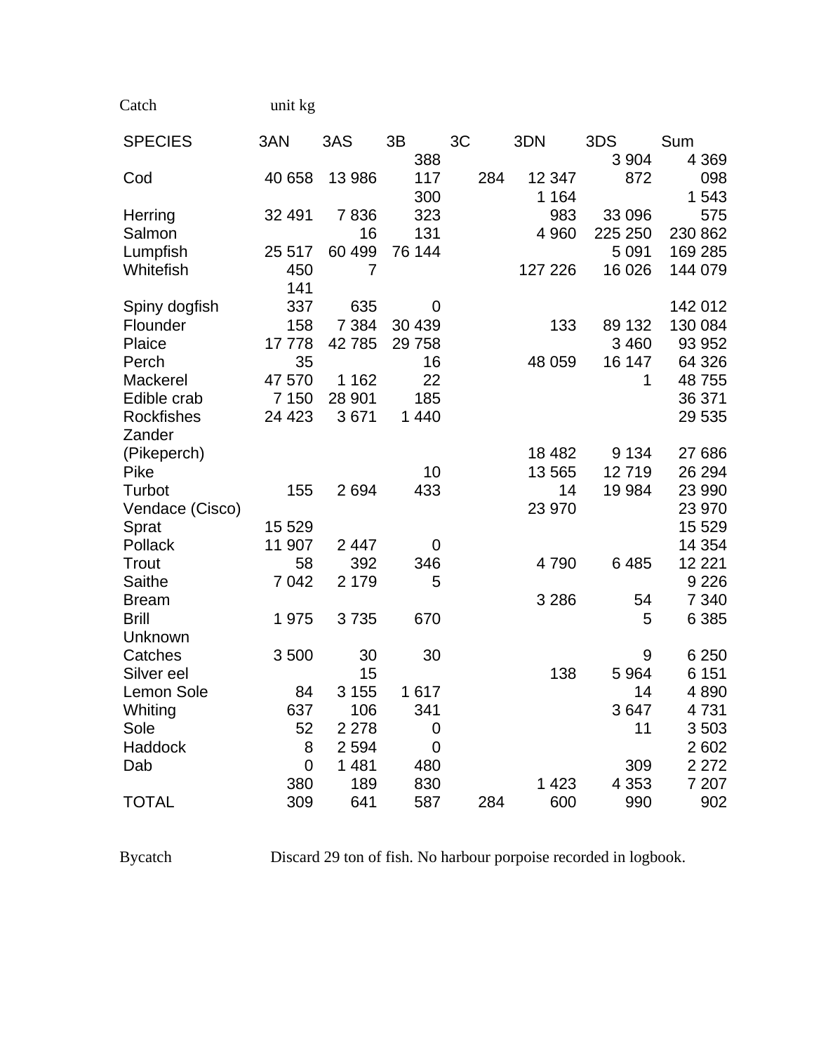Catch unit kg

| SPECIES | 3AN | 3AS | 3B | 3C | 3DN | 3DS | Sum |
|---|---|---|---|---|---|---|---|
| Cod | 40 658 | 13 986 | 388 117 | 284 | 12 347 | 3 904 872 | 4 369 098 |
| Herring | 32 491 | 7 836 | 300 323 | | 1 164 983 | 33 096 | 1 543 575 |
| Salmon | | 16 | 131 | | 4 960 | 225 250 | 230 862 |
| Lumpfish | 25 517 | 60 499 | 76 144 | | | 5 091 | 169 285 |
| Whitefish | 450 | 7 | | | 127 226 | 16 026 | 144 079 |
| Spiny dogfish | 141 337 | 635 | 0 | | | | 142 012 |
| Flounder | 158 | 7 384 | 30 439 | | 133 | 89 132 | 130 084 |
| Plaice | 17 778 | 42 785 | 29 758 | | | 3 460 | 93 952 |
| Perch | 35 | | 16 | | 48 059 | 16 147 | 64 326 |
| Mackerel | 47 570 | 1 162 | 22 | | | 1 | 48 755 |
| Edible crab | 7 150 | 28 901 | 185 | | | | 36 371 |
| Rockfishes | 24 423 | 3 671 | 1 440 | | | | 29 535 |
| Zander (Pikeperch) | | | | | 18 482 | 9 134 | 27 686 |
| Pike | | | 10 | | 13 565 | 12 719 | 26 294 |
| Turbot | 155 | 2 694 | 433 | | 14 | 19 984 | 23 990 |
| Vendace (Cisco) | | | | | 23 970 | | 23 970 |
| Sprat | 15 529 | | | | | | 15 529 |
| Pollack | 11 907 | 2 447 | 0 | | | | 14 354 |
| Trout | 58 | 392 | 346 | | 4 790 | 6 485 | 12 221 |
| Saithe | 7 042 | 2 179 | 5 | | | | 9 226 |
| Bream | | | | | 3 286 | 54 | 7 340 |
| Brill | 1 975 | 3 735 | 670 | | | 5 | 6 385 |
| Unknown Catches | 3 500 | 30 | 30 | | | 9 | 6 250 |
| Silver eel | | 15 | | | 138 | 5 964 | 6 151 |
| Lemon Sole | 84 | 3 155 | 1 617 | | | 14 | 4 890 |
| Whiting | 637 | 106 | 341 | | | 3 647 | 4 731 |
| Sole | 52 | 2 278 | 0 | | | 11 | 3 503 |
| Haddock | 8 | 2 594 | 0 | | | | 2 602 |
| Dab | 0 | 1 481 | 480 | | | 309 | 2 272 |
| TOTAL | 380 309 | 189 641 | 830 587 | 284 | 1 423 600 | 4 353 990 | 7 207 902 |

Bycatch Discard 29 ton of fish. No harbour porpoise recorded in logbook.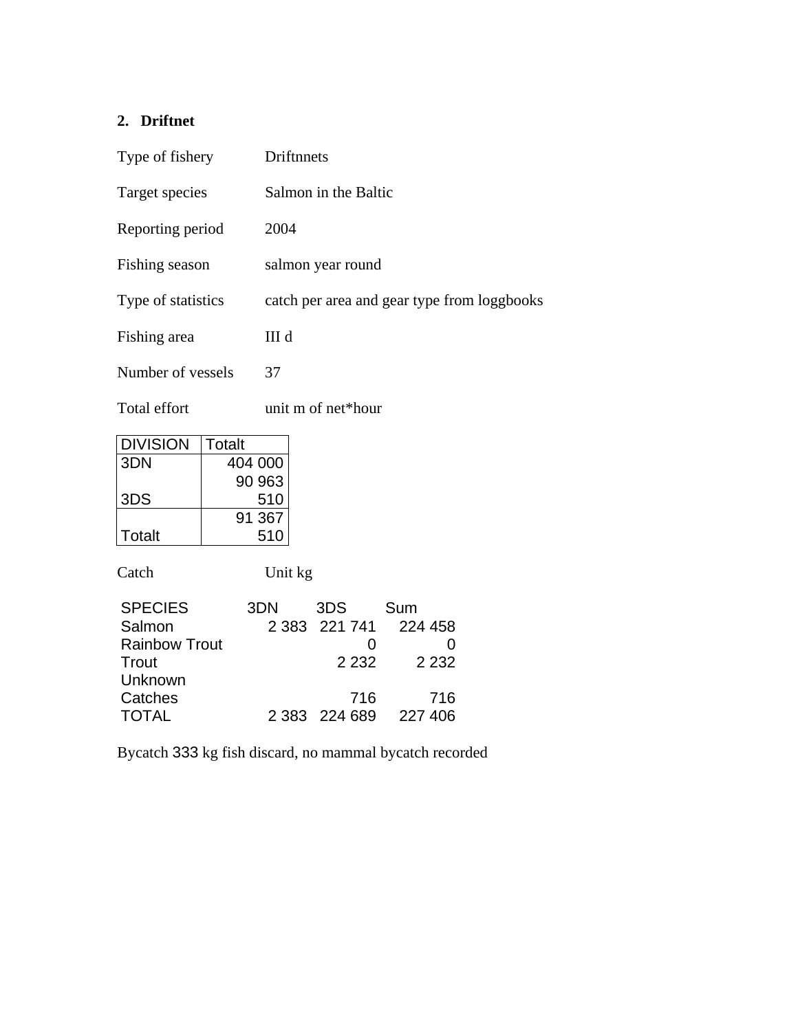## 2. Driftnet

| | |
|---|---|
| Type of fishery | Driftnnets |
| Target species | Salmon in the Baltic |
| Reporting period | 2004 |
| Fishing season | salmon year round |
| Type of statistics | catch per area and gear type from loggbooks |
| Fishing area | III d |
| Number of vessels | 37 |
| Total effort | unit m of net*hour |

| DIVISION | Totalt |
|---|---:|
| 3DN | 404 000 |
| 3DS | 90 963 510 |
| Totalt | 91 367 510 |

Catch Unit kg

| SPECIES | 3DN | 3DS | Sum |
|---|---:|---:|---:|
| Salmon | 2 383 | 221 741 | 224 458 |
| Rainbow Trout | | 0 | 0 |
| Trout | | 2 232 | 2 232 |
| Unknown Catches | | 716 | 716 |
| TOTAL | 2 383 | 224 689 | 227 406 |

Bycatch 333 kg fish discard, no mammal bycatch recorded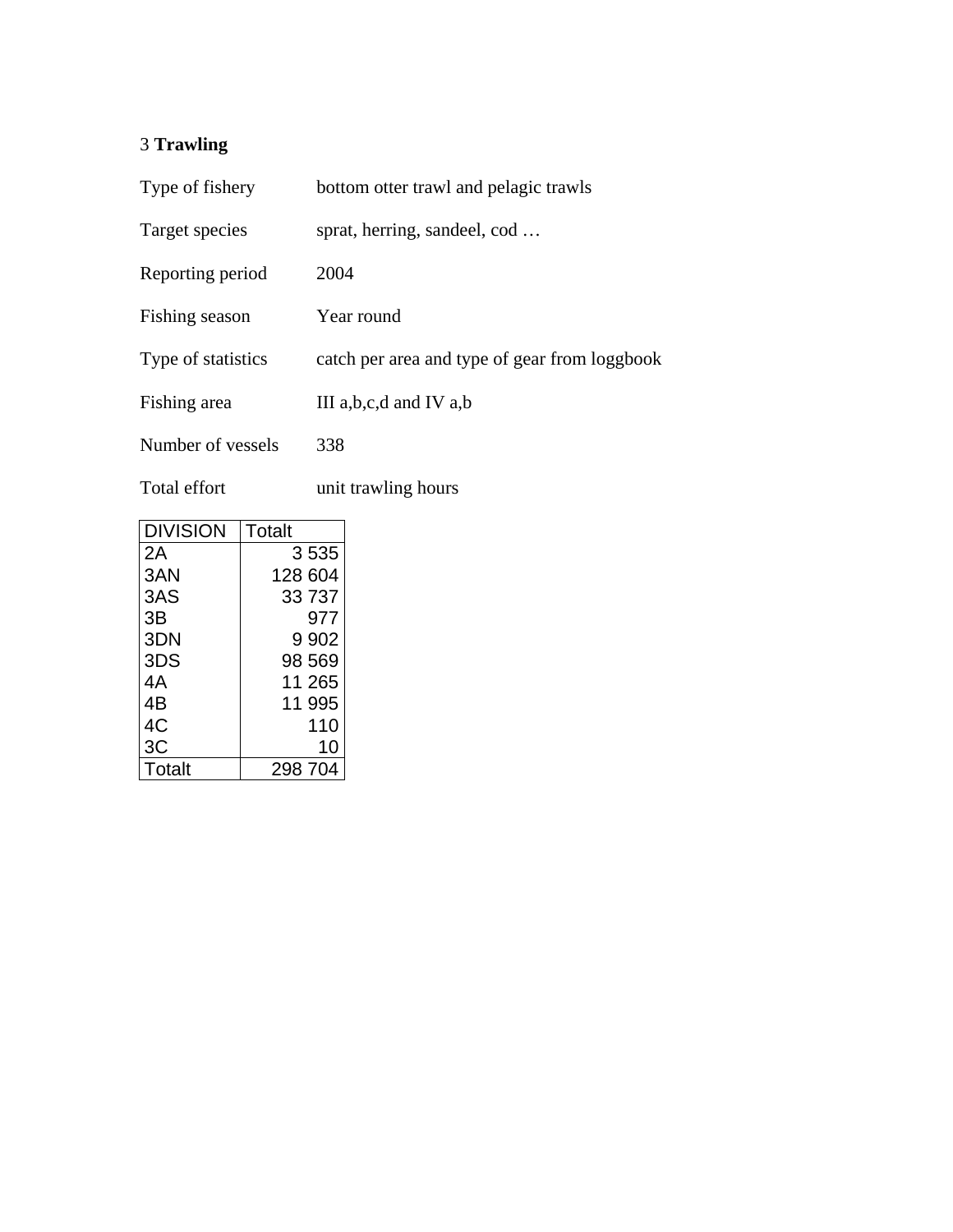## 3 **Trawling**

| | |
|---|---|
| Type of fishery | bottom otter trawl and pelagic trawls |
| Target species | sprat, herring, sandeel, cod … |
| Reporting period | 2004 |
| Fishing season | Year round |
| Type of statistics | catch per area and type of gear from loggbook |
| Fishing area | III a,b,c,d and IV a,b |
| Number of vessels | 338 |
| Total effort | unit trawling hours |

| DIVISION | Totalt |
|---|---|
| 2A | 3 535 |
| 3AN | 128 604 |
| 3AS | 33 737 |
| 3B | 977 |
| 3DN | 9 902 |
| 3DS | 98 569 |
| 4A | 11 265 |
| 4B | 11 995 |
| 4C | 110 |
| 3C | 10 |
| Totalt | 298 704 |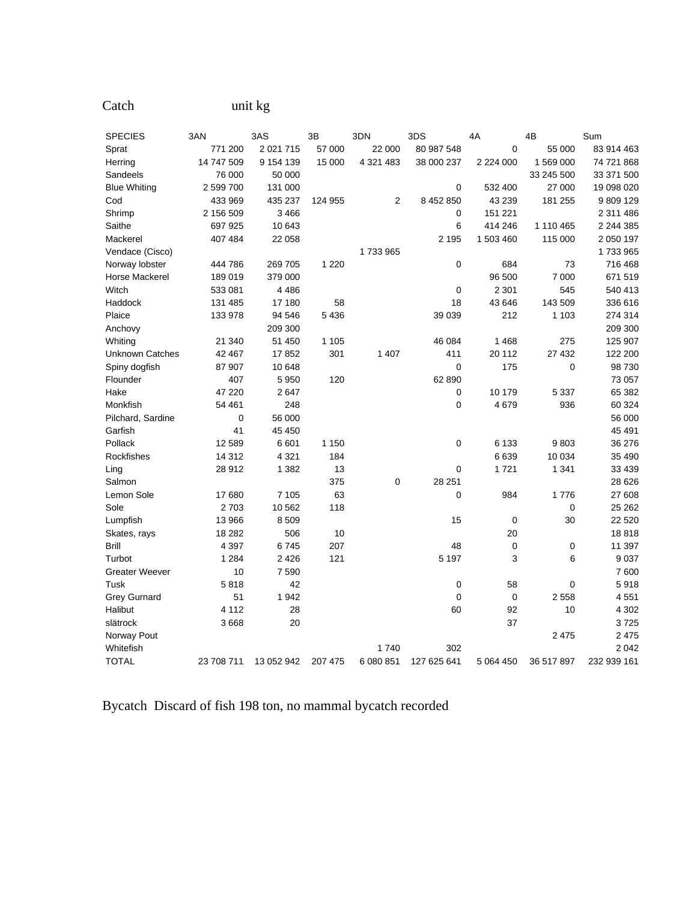Catch unit kg

| SPECIES | 3AN | 3AS | 3B | 3DN | 3DS | 4A | 4B | Sum |
|---|---|---|---|---|---|---|---|---|
| Sprat | 771 200 | 2 021 715 | 57 000 | 22 000 | 80 987 548 | 0 | 55 000 | 83 914 463 |
| Herring | 14 747 509 | 9 154 139 | 15 000 | 4 321 483 | 38 000 237 | 2 224 000 | 1 569 000 | 74 721 868 |
| Sandeels | 76 000 | 50 000 | | | | | 33 245 500 | 33 371 500 |
| Blue Whiting | 2 599 700 | 131 000 | | | 0 | 532 400 | 27 000 | 19 098 020 |
| Cod | 433 969 | 435 237 | 124 955 | 2 | 8 452 850 | 43 239 | 181 255 | 9 809 129 |
| Shrimp | 2 156 509 | 3 466 | | | 0 | 151 221 | | 2 311 486 |
| Saithe | 697 925 | 10 643 | | | 6 | 414 246 | 1 110 465 | 2 244 385 |
| Mackerel | 407 484 | 22 058 | | | 2 195 | 1 503 460 | 115 000 | 2 050 197 |
| Vendace (Cisco) | | | | 1 733 965 | | | | 1 733 965 |
| Norway lobster | 444 786 | 269 705 | 1 220 | | 0 | 684 | 73 | 716 468 |
| Horse Mackerel | 189 019 | 379 000 | | | | 96 500 | 7 000 | 671 519 |
| Witch | 533 081 | 4 486 | | | 0 | 2 301 | 545 | 540 413 |
| Haddock | 131 485 | 17 180 | 58 | | 18 | 43 646 | 143 509 | 336 616 |
| Plaice | 133 978 | 94 546 | 5 436 | | 39 039 | 212 | 1 103 | 274 314 |
| Anchovy | | 209 300 | | | | | | 209 300 |
| Whiting | 21 340 | 51 450 | 1 105 | | 46 084 | 1 468 | 275 | 125 907 |
| Unknown Catches | 42 467 | 17 852 | 301 | 1 407 | 411 | 20 112 | 27 432 | 122 200 |
| Spiny dogfish | 87 907 | 10 648 | | | 0 | 175 | 0 | 98 730 |
| Flounder | 407 | 5 950 | 120 | | 62 890 | | | 73 057 |
| Hake | 47 220 | 2 647 | | | 0 | 10 179 | 5 337 | 65 382 |
| Monkfish | 54 461 | 248 | | | 0 | 4 679 | 936 | 60 324 |
| Pilchard, Sardine | 0 | 56 000 | | | | | | 56 000 |
| Garfish | 41 | 45 450 | | | | | | 45 491 |
| Pollack | 12 589 | 6 601 | 1 150 | | 0 | 6 133 | 9 803 | 36 276 |
| Rockfishes | 14 312 | 4 321 | 184 | | | 6 639 | 10 034 | 35 490 |
| Ling | 28 912 | 1 382 | 13 | | 0 | 1 721 | 1 341 | 33 439 |
| Salmon | | | 375 | 0 | 28 251 | | | 28 626 |
| Lemon Sole | 17 680 | 7 105 | 63 | | 0 | 984 | 1 776 | 27 608 |
| Sole | 2 703 | 10 562 | 118 | | | | 0 | 25 262 |
| Lumpfish | 13 966 | 8 509 | | | 15 | 0 | 30 | 22 520 |
| Skates, rays | 18 282 | 506 | 10 | | | 20 | | 18 818 |
| Brill | 4 397 | 6 745 | 207 | | 48 | 0 | 0 | 11 397 |
| Turbot | 1 284 | 2 426 | 121 | | 5 197 | 3 | 6 | 9 037 |
| Greater Weever | 10 | 7 590 | | | | | | 7 600 |
| Tusk | 5 818 | 42 | | | 0 | 58 | 0 | 5 918 |
| Grey Gurnard | 51 | 1 942 | | | 0 | 0 | 2 558 | 4 551 |
| Halibut | 4 112 | 28 | | | 60 | 92 | 10 | 4 302 |
| slätrock | 3 668 | 20 | | | | 37 | | 3 725 |
| Norway Pout | | | | | | | 2 475 | 2 475 |
| Whitefish | | | | 1 740 | 302 | | | 2 042 |
| TOTAL | 23 708 711 | 13 052 942 | 207 475 | 6 080 851 | 127 625 641 | 5 064 450 | 36 517 897 | 232 939 161 |

Bycatch Discard of fish 198 ton, no mammal bycatch recorded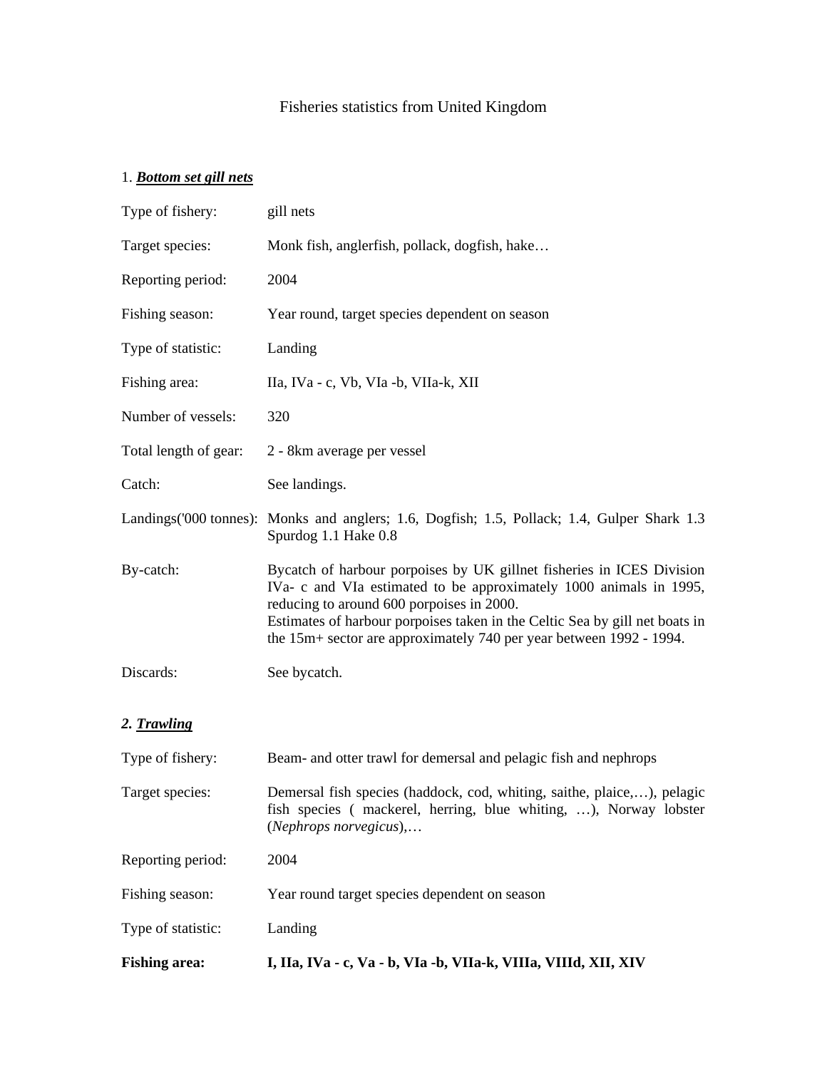# Fisheries statistics from United Kingdom

## 1. ***Bottom set gill nets***

| | |
|---|---|
| Type of fishery: | gill nets |
| Target species: | Monk fish, anglerfish, pollack, dogfish, hake… |
| Reporting period: | 2004 |
| Fishing season: | Year round, target species dependent on season |
| Type of statistic: | Landing |
| Fishing area: | IIa, IVa - c, Vb, VIa -b, VIIa-k, XII |
| Number of vessels: | 320 |
| Total length of gear: | 2 - 8km average per vessel |
| Catch: | See landings. |
| Landings('000 tonnes): | Monks and anglers; 1.6, Dogfish; 1.5, Pollack; 1.4, Gulper Shark 1.3 Spurdog 1.1 Hake 0.8 |
| By-catch: | Bycatch of harbour porpoises by UK gillnet fisheries in ICES Division IVa- c and VIa estimated to be approximately 1000 animals in 1995, reducing to around 600 porpoises in 2000.<br>Estimates of harbour porpoises taken in the Celtic Sea by gill net boats in the 15m+ sector are approximately 740 per year between 1992 - 1994. |
| Discards: | See bycatch. |

## ***2. Trawling***

| | |
|---|---|
| Type of fishery: | Beam- and otter trawl for demersal and pelagic fish and nephrops |
| Target species: | Demersal fish species (haddock, cod, whiting, saithe, plaice,…), pelagic fish species ( mackerel, herring, blue whiting, …), Norway lobster (*Nephrops norvegicus*),… |
| Reporting period: | 2004 |
| Fishing season: | Year round target species dependent on season |
| Type of statistic: | Landing |
| **Fishing area:** | **I, IIa, IVa - c, Va - b, VIa -b, VIIa-k, VIIIa, VIIId, XII, XIV** |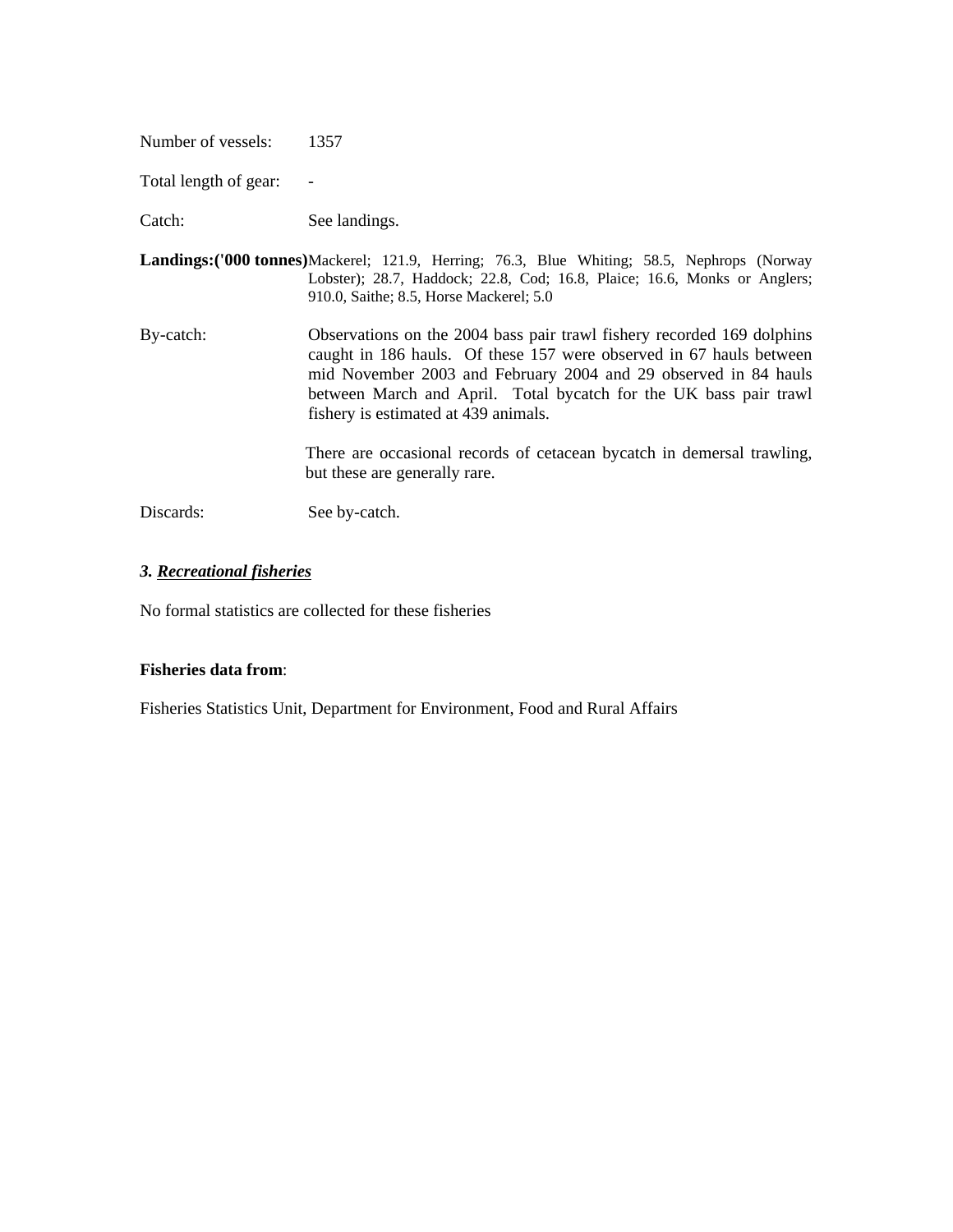Number of vessels: 1357

Total length of gear: -

Catch: See landings.

**Landings:('000 tonnes)** Mackerel; 121.9, Herring; 76.3, Blue Whiting; 58.5, Nephrops (Norway Lobster); 28.7, Haddock; 22.8, Cod; 16.8, Plaice; 16.6, Monks or Anglers; 910.0, Saithe; 8.5, Horse Mackerel; 5.0

By-catch: Observations on the 2004 bass pair trawl fishery recorded 169 dolphins caught in 186 hauls. Of these 157 were observed in 67 hauls between mid November 2003 and February 2004 and 29 observed in 84 hauls between March and April. Total bycatch for the UK bass pair trawl fishery is estimated at 439 animals.

There are occasional records of cetacean bycatch in demersal trawling, but these are generally rare.

Discards: See by-catch.

### *3. Recreational fisheries*

No formal statistics are collected for these fisheries

**Fisheries data from**:

Fisheries Statistics Unit, Department for Environment, Food and Rural Affairs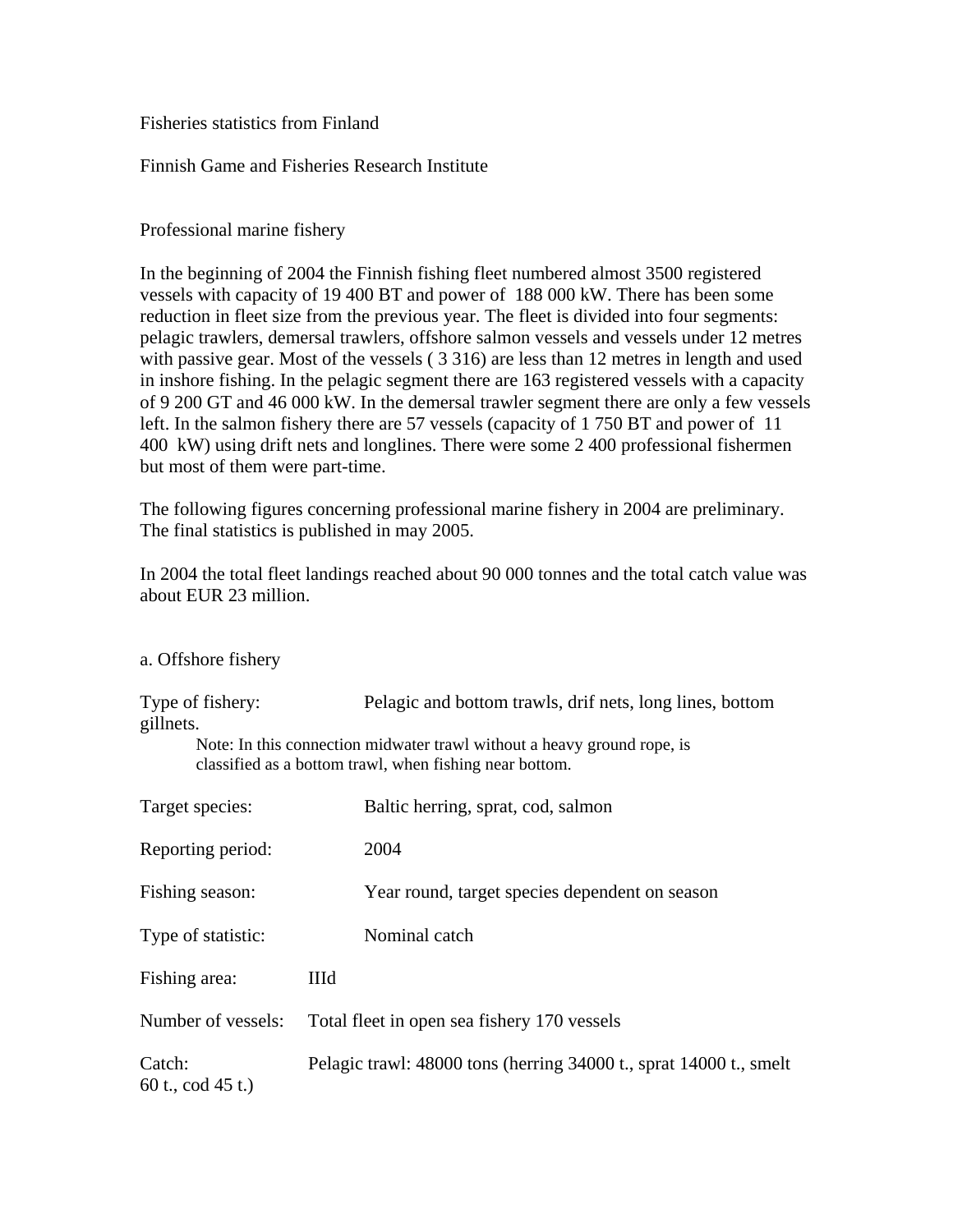Fisheries statistics from Finland

Finnish Game and Fisheries Research Institute

Professional marine fishery

In the beginning of 2004 the Finnish fishing fleet numbered almost 3500 registered vessels with capacity of 19 400 BT and power of 188 000 kW. There has been some reduction in fleet size from the previous year. The fleet is divided into four segments: pelagic trawlers, demersal trawlers, offshore salmon vessels and vessels under 12 metres with passive gear. Most of the vessels ( 3 316) are less than 12 metres in length and used in inshore fishing. In the pelagic segment there are 163 registered vessels with a capacity of 9 200 GT and 46 000 kW. In the demersal trawler segment there are only a few vessels left. In the salmon fishery there are 57 vessels (capacity of 1 750 BT and power of 11 400 kW) using drift nets and longlines. There were some 2 400 professional fishermen but most of them were part-time.

The following figures concerning professional marine fishery in 2004 are preliminary. The final statistics is published in may 2005.

In 2004 the total fleet landings reached about 90 000 tonnes and the total catch value was about EUR 23 million.

a. Offshore fishery

Type of fishery: Pelagic and bottom trawls, drif nets, long lines, bottom gillnets.

Note: In this connection midwater trawl without a heavy ground rope, is classified as a bottom trawl, when fishing near bottom.

Target species: Baltic herring, sprat, cod, salmon

Reporting period: 2004

Fishing season: Year round, target species dependent on season

Type of statistic: Nominal catch

Fishing area: IIId

Number of vessels: Total fleet in open sea fishery 170 vessels

Catch: Pelagic trawl: 48000 tons (herring 34000 t., sprat 14000 t., smelt 60 t., cod 45 t.)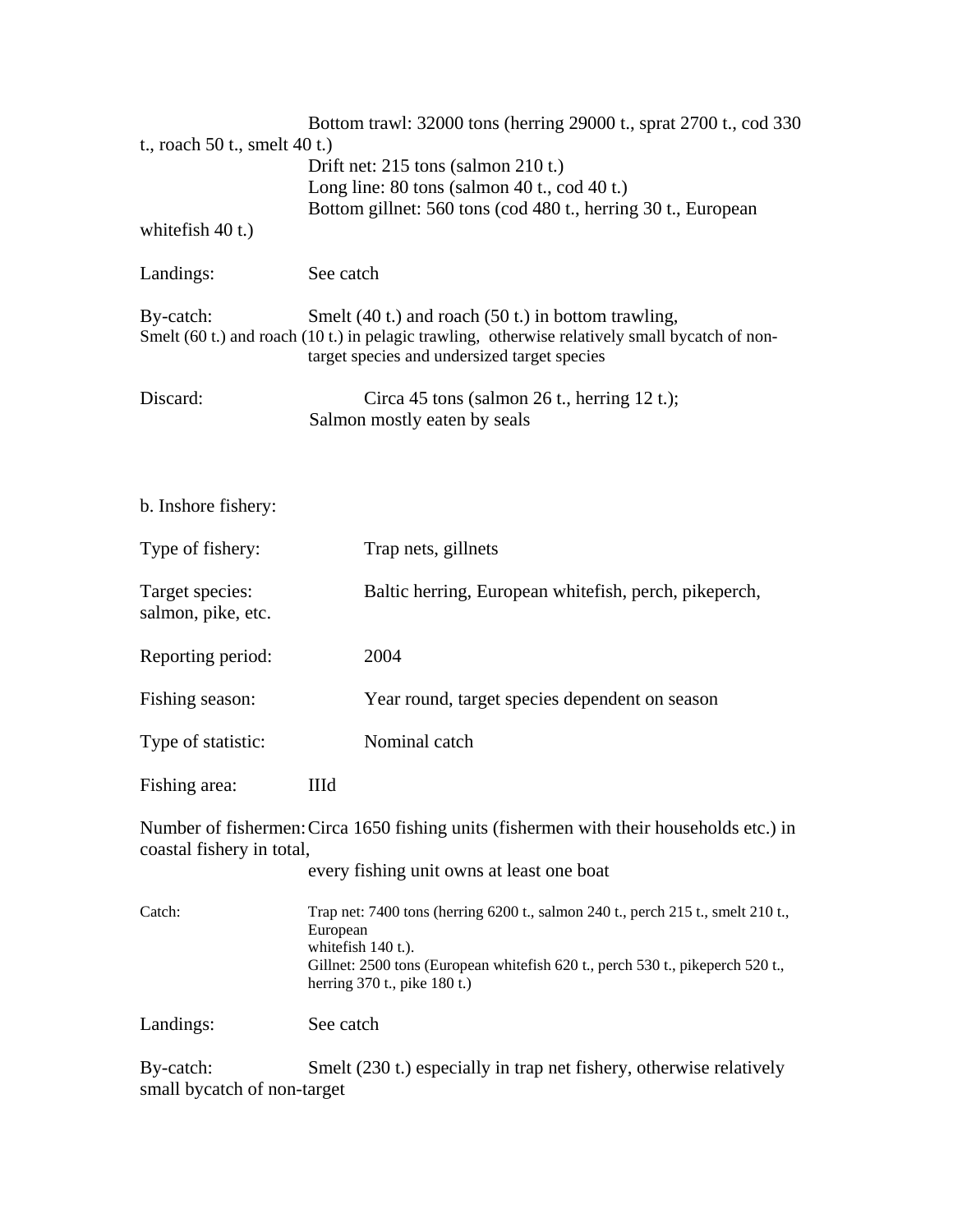Bottom trawl: 32000 tons (herring 29000 t., sprat 2700 t., cod 330 t., roach 50 t., smelt 40 t.)
Drift net: 215 tons (salmon 210 t.)
Long line: 80 tons (salmon 40 t., cod 40 t.)
Bottom gillnet: 560 tons (cod 480 t., herring 30 t., European whitefish 40 t.)

Landings: See catch

By-catch: Smelt (40 t.) and roach (50 t.) in bottom trawling, Smelt (60 t.) and roach (10 t.) in pelagic trawling, otherwise relatively small bycatch of non-target species and undersized target species

Discard: Circa 45 tons (salmon 26 t., herring 12 t.); Salmon mostly eaten by seals

b. Inshore fishery:

Type of fishery: Trap nets, gillnets

Target species: Baltic herring, European whitefish, perch, pikeperch, salmon, pike, etc.

Reporting period: 2004

Fishing season: Year round, target species dependent on season

Type of statistic: Nominal catch

Fishing area: IIId

Number of fishermen: Circa 1650 fishing units (fishermen with their households etc.) in coastal fishery in total, every fishing unit owns at least one boat

Catch: Trap net: 7400 tons (herring 6200 t., salmon 240 t., perch 215 t., smelt 210 t., European whitefish 140 t.).
Gillnet: 2500 tons (European whitefish 620 t., perch 530 t., pikeperch 520 t., herring 370 t., pike 180 t.)

Landings: See catch

By-catch: Smelt (230 t.) especially in trap net fishery, otherwise relatively small bycatch of non-target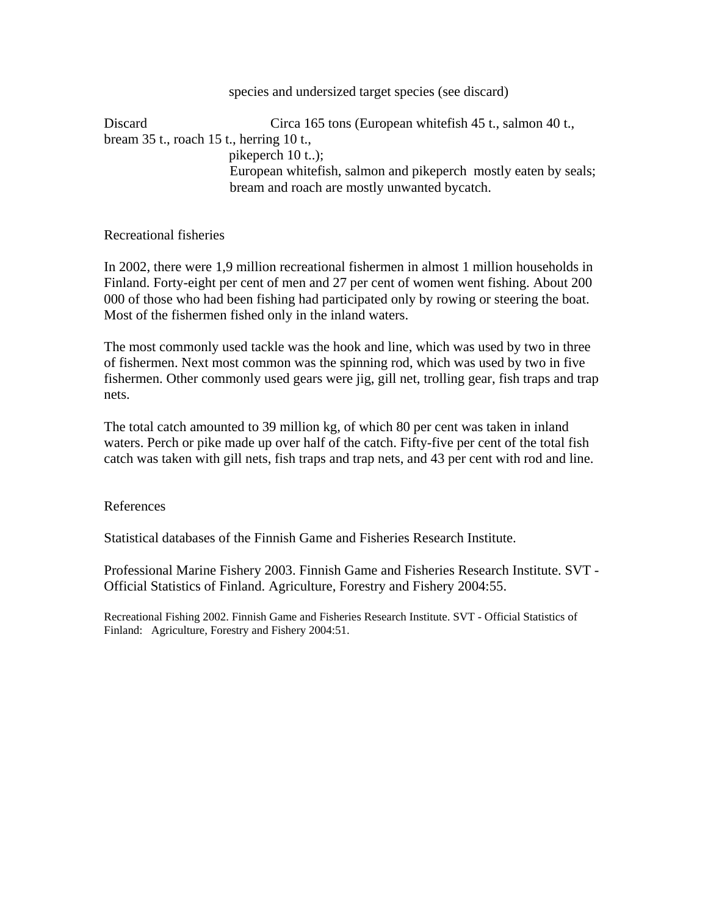species and undersized target species (see discard)

Discard Circa 165 tons (European whitefish 45 t., salmon 40 t., bream 35 t., roach 15 t., herring 10 t., pikeperch 10 t..);
European whitefish, salmon and pikeperch mostly eaten by seals; bream and roach are mostly unwanted bycatch.

## Recreational fisheries

In 2002, there were 1,9 million recreational fishermen in almost 1 million households in Finland. Forty-eight per cent of men and 27 per cent of women went fishing. About 200 000 of those who had been fishing had participated only by rowing or steering the boat. Most of the fishermen fished only in the inland waters.

The most commonly used tackle was the hook and line, which was used by two in three of fishermen. Next most common was the spinning rod, which was used by two in five fishermen. Other commonly used gears were jig, gill net, trolling gear, fish traps and trap nets.

The total catch amounted to 39 million kg, of which 80 per cent was taken in inland waters. Perch or pike made up over half of the catch. Fifty-five per cent of the total fish catch was taken with gill nets, fish traps and trap nets, and 43 per cent with rod and line.

## References

Statistical databases of the Finnish Game and Fisheries Research Institute.

Professional Marine Fishery 2003. Finnish Game and Fisheries Research Institute. SVT - Official Statistics of Finland. Agriculture, Forestry and Fishery 2004:55.

Recreational Fishing 2002. Finnish Game and Fisheries Research Institute. SVT - Official Statistics of Finland: Agriculture, Forestry and Fishery 2004:51.